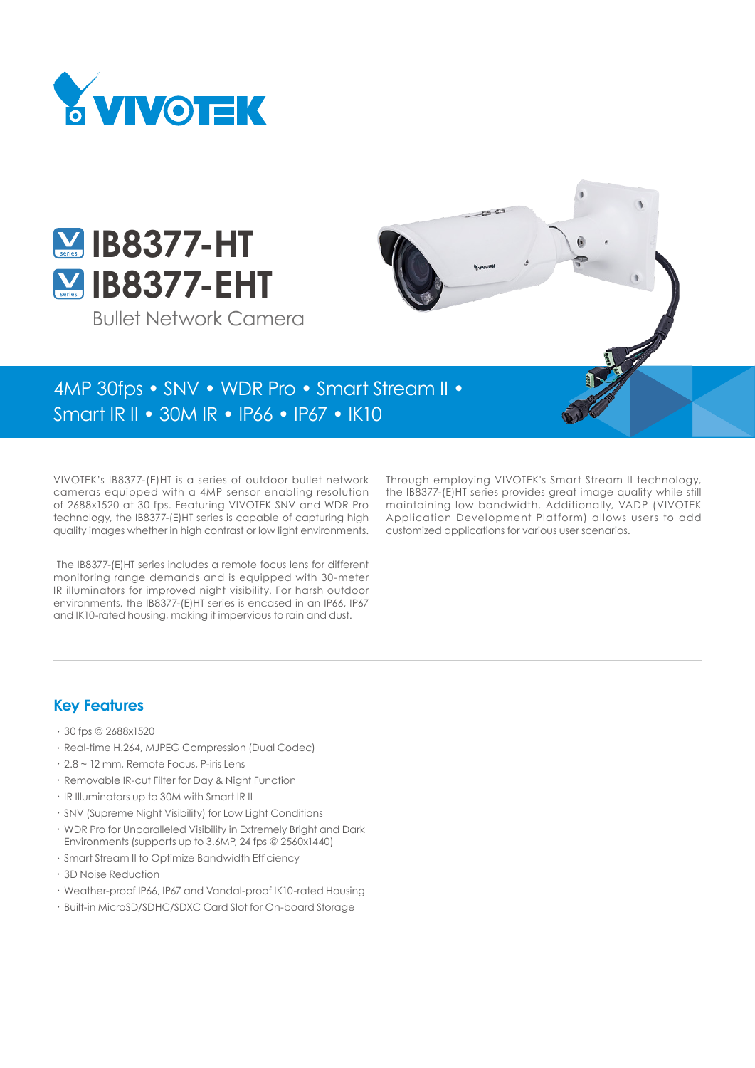# IB8377-HT
# IB8377-EHT

Bullet Network Camera

4MP 30fps • SNV • WDR Pro • Smart Stream II • Smart IR II • 30M IR • IP66 • IP67 • IK10

VIVOTEK's IB8377-(E)HT is a series of outdoor bullet network cameras equipped with a 4MP sensor enabling resolution of 2688x1520 at 30 fps. Featuring VIVOTEK SNV and WDR Pro technology, the IB8377-(E)HT series is capable of capturing high quality images whether in high contrast or low light environments.

The IB8377-(E)HT series includes a remote focus lens for different monitoring range demands and is equipped with 30-meter IR illuminators for improved night visibility. For harsh outdoor environments, the IB8377-(E)HT series is encased in an IP66, IP67 and IK10-rated housing, making it impervious to rain and dust.

Through employing VIVOTEK's Smart Stream II technology, the IB8377-(E)HT series provides great image quality while still maintaining low bandwidth. Additionally, VADP (VIVOTEK Application Development Platform) allows users to add customized applications for various user scenarios.

## Key Features

- 30 fps @ 2688x1520
- Real-time H.264, MJPEG Compression (Dual Codec)
- 2.8 ~ 12 mm, Remote Focus, P-iris Lens
- Removable IR-cut Filter for Day & Night Function
- IR Illuminators up to 30M with Smart IR II
- SNV (Supreme Night Visibility) for Low Light Conditions
- WDR Pro for Unparalleled Visibility in Extremely Bright and Dark Environments (supports up to 3.6MP, 24 fps @ 2560x1440)
- Smart Stream II to Optimize Bandwidth Efficiency
- 3D Noise Reduction
- Weather-proof IP66, IP67 and Vandal-proof IK10-rated Housing
- Built-in MicroSD/SDHC/SDXC Card Slot for On-board Storage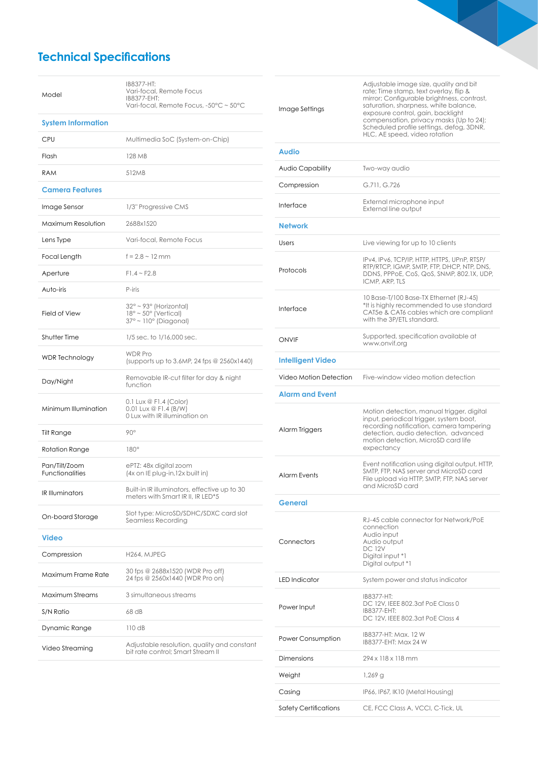# Technical Specifications

| | |
|---|---|
| Model | IB8377-HT:<br>Vari-focal, Remote Focus<br>IB8377-EHT:<br>Vari-focal, Remote Focus, -50°C ~ 50°C |

## System Information

| | |
|---|---|
| CPU | Multimedia SoC (System-on-Chip) |
| Flash | 128 MB |
| RAM | 512MB |

## Camera Features

| | |
|---|---|
| Image Sensor | 1/3" Progressive CMS |
| Maximum Resolution | 2688x1520 |
| Lens Type | Vari-focal, Remote Focus |
| Focal Length | f = 2.8 ~ 12 mm |
| Aperture | F1.4 ~ F2.8 |
| Auto-iris | P-iris |
| Field of View | 32° ~ 93° (Horizontal)<br>18° ~ 50° (Vertical)<br>37° ~ 110° (Diagonal) |
| Shutter Time | 1/5 sec. to 1/16,000 sec. |
| WDR Technology | WDR Pro<br>(supports up to 3.6MP, 24 fps @ 2560x1440) |
| Day/Night | Removable IR-cut filter for day & night function |
| Minimum Illumination | 0.1 Lux @ F1.4 (Color)<br>0.01 Lux @ F1.4 (B/W)<br>0 Lux with IR illumination on |
| Tilt Range | 90° |
| Rotation Range | 180° |
| Pan/Tilt/Zoom Functionalities | ePTZ: 48x digital zoom<br>(4x on IE plug-in,12x built in) |
| IR Illuminators | Built-in IR illuminators, effective up to 30 meters with Smart IR II, IR LED*5 |
| On-board Storage | Slot type: MicroSD/SDHC/SDXC card slot<br>Seamless Recording |

## Video

| | |
|---|---|
| Compression | H264, MJPEG |
| Maximum Frame Rate | 30 fps @ 2688x1520 (WDR Pro off)<br>24 fps @ 2560x1440 (WDR Pro on) |
| Maximum Streams | 3 simultaneous streams |
| S/N Ratio | 68 dB |
| Dynamic Range | 110 dB |
| Video Streaming | Adjustable resolution, quality and constant bit rate control; Smart Stream II |
| Image Settings | Adjustable image size, quality and bit rate; Time stamp, text overlay, flip & mirror; Configurable brightness, contrast, saturation, sharpness, white balance, exposure control, gain, backlight compensation, privacy masks (Up to 24); Scheduled profile settings, defog, 3DNR, HLC, AE speed, video rotation |

## Audio

| | |
|---|---|
| Audio Capability | Two-way audio |
| Compression | G.711, G.726 |
| Interface | External microphone input<br>External line output |

## Network

| | |
|---|---|
| Users | Live viewing for up to 10 clients |
| Protocols | IPv4, IPv6, TCP/IP, HTTP, HTTPS, UPnP, RTSP/RTP/RTCP, IGMP, SMTP, FTP, DHCP, NTP, DNS, DDNS, PPPoE, CoS, QoS, SNMP, 802.1X, UDP, ICMP, ARP, TLS |
| Interface | 10 Base-T/100 Base-TX Ethernet (RJ-45)<br>*It is highly recommended to use standard CAT5e & CAT6 cables which are compliant with the 3P/ETL standard. |
| ONVIF | Supported, specification available at www.onvif.org |

## Intelligent Video

| | |
|---|---|
| Video Motion Detection | Five-window video motion detection |

## Alarm and Event

| | |
|---|---|
| Alarm Triggers | Motion detection, manual trigger, digital input, periodical trigger, system boot, recording notification, camera tampering detection, audio detection, advanced motion detection, MicroSD card life expectancy |
| Alarm Events | Event notification using digital output, HTTP, SMTP, FTP, NAS server and MicroSD card<br>File upload via HTTP, SMTP, FTP, NAS server and MicroSD card |

## General

| | |
|---|---|
| Connectors | RJ-45 cable connector for Network/PoE connection<br>Audio input<br>Audio output<br>DC 12V<br>Digital input *1<br>Digital output *1 |
| LED Indicator | System power and status indicator |
| Power Input | IB8377-HT:<br>DC 12V, IEEE 802.3af PoE Class 0<br>IB8377-EHT:<br>DC 12V, IEEE 802.3at PoE Class 4 |
| Power Consumption | IB8377-HT: Max. 12 W<br>IB8377-EHT: Max 24 W |
| Dimensions | 294 x 118 x 118 mm |
| Weight | 1,269 g |
| Casing | IP66, IP67, IK10 (Metal Housing) |
| Safety Certifications | CE, FCC Class A, VCCI, C-Tick, UL |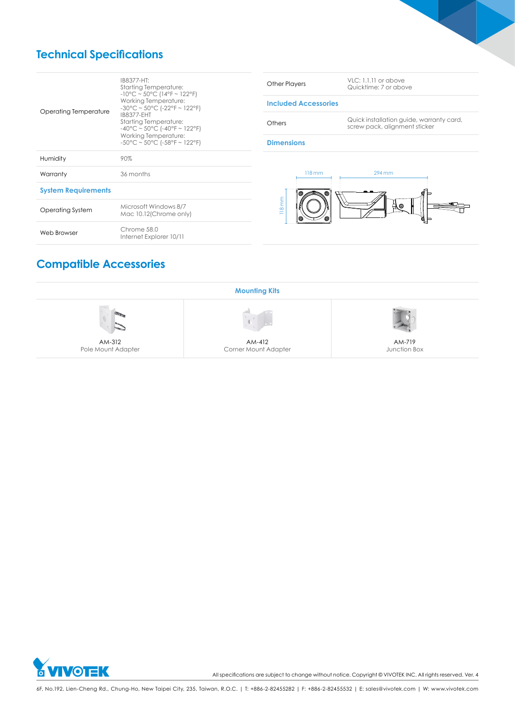## Technical Specifications

| | |
|---|---|
| Operating Temperature | IB8377-HT:<br>Starting Temperature:<br>-10°C ~ 50°C (14°F ~ 122°F)<br>Working Temperature:<br>-30°C ~ 50°C (-22°F ~ 122°F)<br>IB8377-EHT<br>Starting Temperature:<br>-40°C ~ 50°C (-40°F ~ 122°F)<br>Working Temperature:<br>-50°C ~ 50°C (-58°F ~ 122°F) |
| Humidity | 90% |
| Warranty | 36 months |
| **System Requirements** | |
| Operating System | Microsoft Windows 8/7<br>Mac 10.12(Chrome only) |
| Web Browser | Chrome 58.0<br>Internet Explorer 10/11 |
| Other Players | VLC: 1.1.11 or above<br>Quicktime: 7 or above |
| **Included Accessories** | |
| Others | Quick installation guide, warranty card, screw pack, alignment sticker |
| **Dimensions** | |

118 mm

294 mm

118 mm

## Compatible Accessories

### Mounting Kits

| | | |
|---|---|---|
| AM-312<br>Pole Mount Adapter | AM-412<br>Corner Mount Adapter | AM-719<br>Junction Box |

All specifications are subject to change without notice. Copyright © VIVOTEK INC. All rights reserved. Ver. 4

6F, No.192, Lien-Cheng Rd., Chung-Ho, New Taipei City, 235, Taiwan, R.O.C. | T: +886-2-82455282 | F: +886-2-82455532 | E: sales@vivotek.com | W: www.vivotek.com